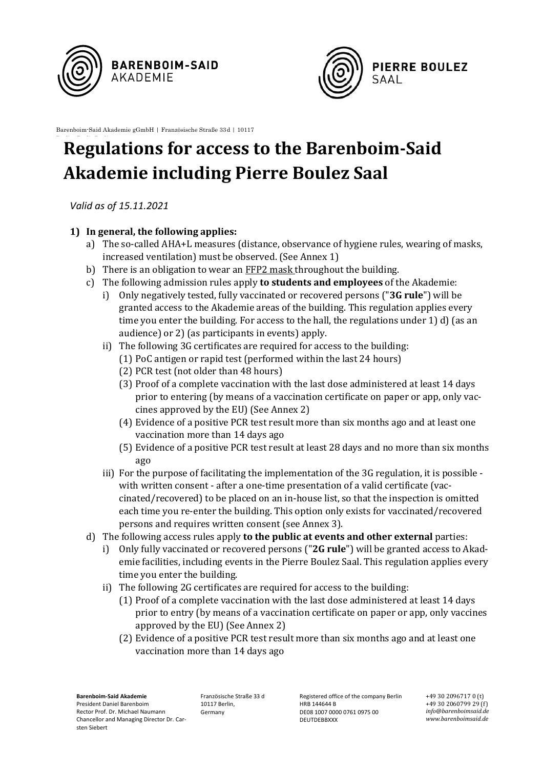# Regulations for access to the Barenboim-Said Akademie including Pierre Boulez Saal

*Valid as of 15.11.2021*

1) **In general, the following applies:**
   a) The so-called AHA+L measures (distance, observance of hygiene rules, wearing of masks, increased ventilation) must be observed. (See Annex 1)
   b) There is an obligation to wear an FFP2 mask throughout the building.
   c) The following admission rules apply **to students and employees** of the Akademie:
      i) Only negatively tested, fully vaccinated or recovered persons ("**3G rule**") will be granted access to the Akademie areas of the building. This regulation applies every time you enter the building. For access to the hall, the regulations under 1) d) (as an audience) or 2) (as participants in events) apply.
      ii) The following 3G certificates are required for access to the building:
         (1) PoC antigen or rapid test (performed within the last 24 hours)
         (2) PCR test (not older than 48 hours)
         (3) Proof of a complete vaccination with the last dose administered at least 14 days prior to entering (by means of a vaccination certificate on paper or app, only vaccines approved by the EU) (See Annex 2)
         (4) Evidence of a positive PCR test result more than six months ago and at least one vaccination more than 14 days ago
         (5) Evidence of a positive PCR test result at least 28 days and no more than six months ago
      iii) For the purpose of facilitating the implementation of the 3G regulation, it is possible - with written consent - after a one-time presentation of a valid certificate (vaccinated/recovered) to be placed on an in-house list, so that the inspection is omitted each time you re-enter the building. This option only exists for vaccinated/recovered persons and requires written consent (see Annex 3).
   d) The following access rules apply **to the public at events and other external** parties:
      i) Only fully vaccinated or recovered persons ("**2G rule**") will be granted access to Akademie facilities, including events in the Pierre Boulez Saal. This regulation applies every time you enter the building.
      ii) The following 2G certificates are required for access to the building:
         (1) Proof of a complete vaccination with the last dose administered at least 14 days prior to entry (by means of a vaccination certificate on paper or app, only vaccines approved by the EU) (See Annex 2)
         (2) Evidence of a positive PCR test result more than six months ago and at least one vaccination more than 14 days ago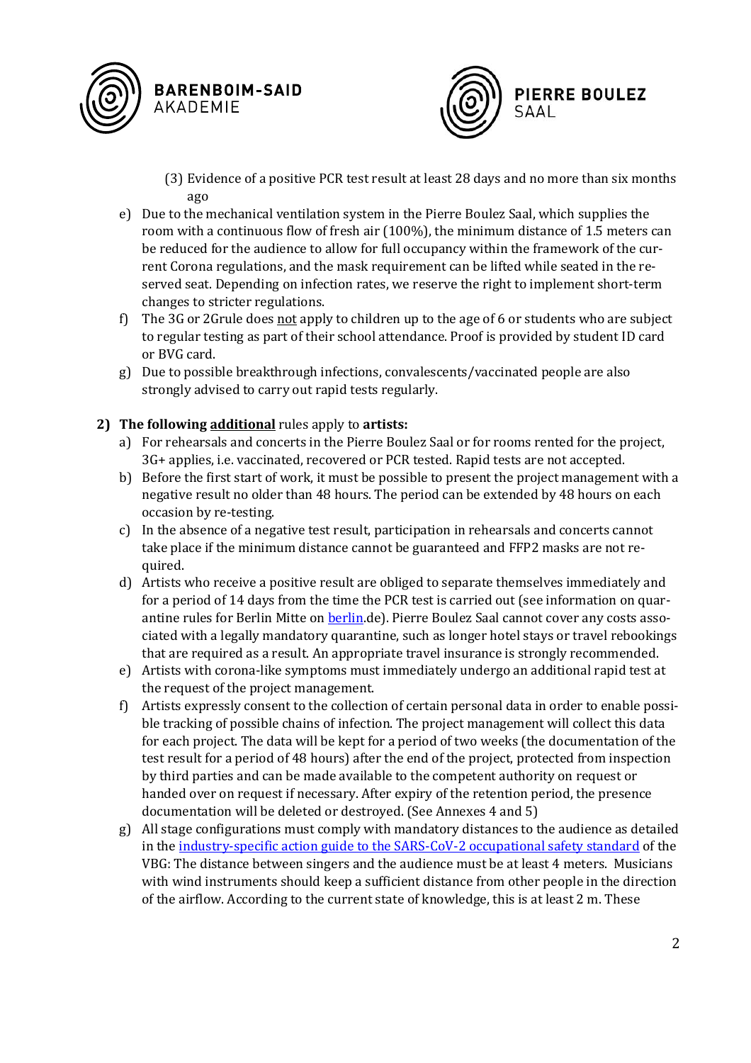(3) Evidence of a positive PCR test result at least 28 days and no more than six months ago

e) Due to the mechanical ventilation system in the Pierre Boulez Saal, which supplies the room with a continuous flow of fresh air (100%), the minimum distance of 1.5 meters can be reduced for the audience to allow for full occupancy within the framework of the current Corona regulations, and the mask requirement can be lifted while seated in the reserved seat. Depending on infection rates, we reserve the right to implement short-term changes to stricter regulations.

f) The 3G or 2Grule does not apply to children up to the age of 6 or students who are subject to regular testing as part of their school attendance. Proof is provided by student ID card or BVG card.

g) Due to possible breakthrough infections, convalescents/vaccinated people are also strongly advised to carry out rapid tests regularly.

**2) The following additional rules apply to artists:**

a) For rehearsals and concerts in the Pierre Boulez Saal or for rooms rented for the project, 3G+ applies, i.e. vaccinated, recovered or PCR tested. Rapid tests are not accepted.

b) Before the first start of work, it must be possible to present the project management with a negative result no older than 48 hours. The period can be extended by 48 hours on each occasion by re-testing.

c) In the absence of a negative test result, participation in rehearsals and concerts cannot take place if the minimum distance cannot be guaranteed and FFP2 masks are not required.

d) Artists who receive a positive result are obliged to separate themselves immediately and for a period of 14 days from the time the PCR test is carried out (see information on quarantine rules for Berlin Mitte on berlin.de). Pierre Boulez Saal cannot cover any costs associated with a legally mandatory quarantine, such as longer hotel stays or travel rebookings that are required as a result. An appropriate travel insurance is strongly recommended.

e) Artists with corona-like symptoms must immediately undergo an additional rapid test at the request of the project management.

f) Artists expressly consent to the collection of certain personal data in order to enable possible tracking of possible chains of infection. The project management will collect this data for each project. The data will be kept for a period of two weeks (the documentation of the test result for a period of 48 hours) after the end of the project, protected from inspection by third parties and can be made available to the competent authority on request or handed over on request if necessary. After expiry of the retention period, the presence documentation will be deleted or destroyed. (See Annexes 4 and 5)

g) All stage configurations must comply with mandatory distances to the audience as detailed in the industry-specific action guide to the SARS-CoV-2 occupational safety standard of the VBG: The distance between singers and the audience must be at least 4 meters. Musicians with wind instruments should keep a sufficient distance from other people in the direction of the airflow. According to the current state of knowledge, this is at least 2 m. These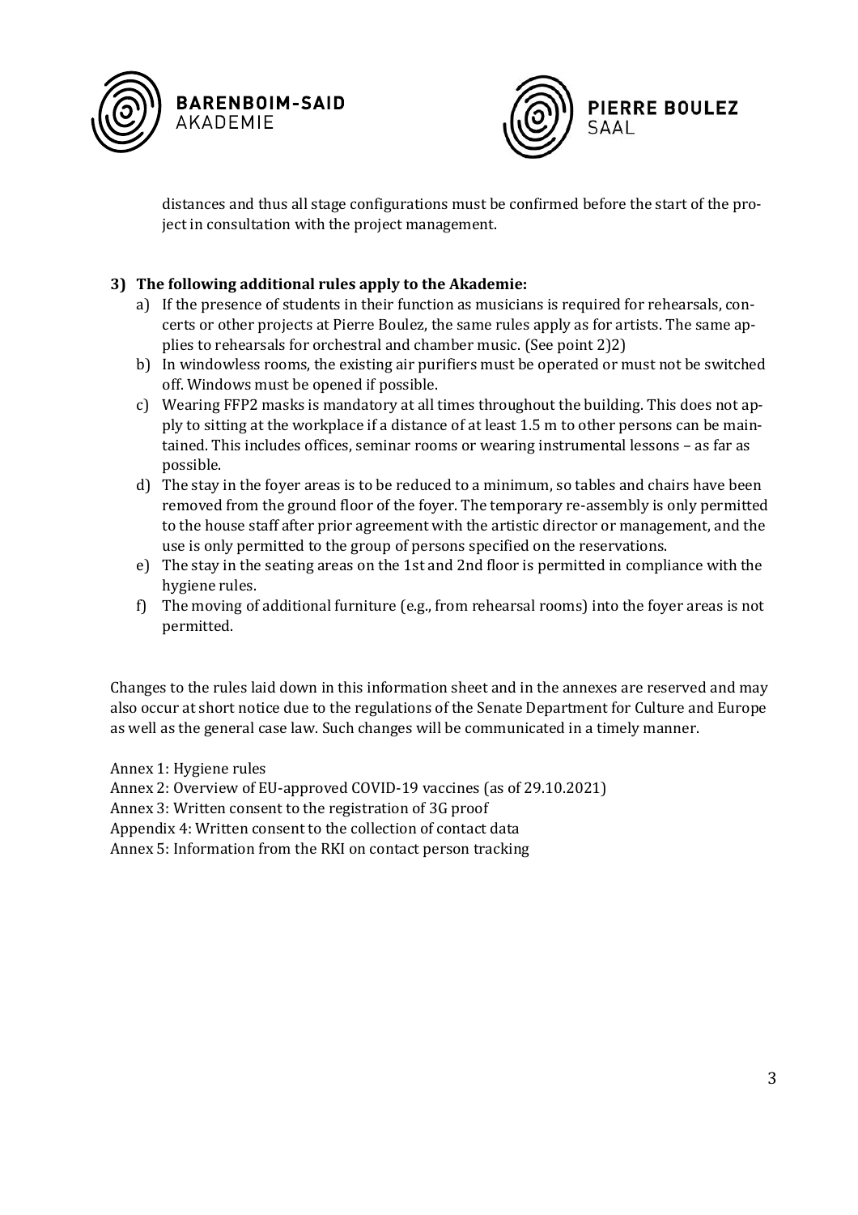distances and thus all stage configurations must be confirmed before the start of the project in consultation with the project management.

**3) The following additional rules apply to the Akademie:**

a) If the presence of students in their function as musicians is required for rehearsals, concerts or other projects at Pierre Boulez, the same rules apply as for artists. The same applies to rehearsals for orchestral and chamber music. (See point 2)2)

b) In windowless rooms, the existing air purifiers must be operated or must not be switched off. Windows must be opened if possible.

c) Wearing FFP2 masks is mandatory at all times throughout the building. This does not apply to sitting at the workplace if a distance of at least 1.5 m to other persons can be maintained. This includes offices, seminar rooms or wearing instrumental lessons – as far as possible.

d) The stay in the foyer areas is to be reduced to a minimum, so tables and chairs have been removed from the ground floor of the foyer. The temporary re-assembly is only permitted to the house staff after prior agreement with the artistic director or management, and the use is only permitted to the group of persons specified on the reservations.

e) The stay in the seating areas on the 1st and 2nd floor is permitted in compliance with the hygiene rules.

f) The moving of additional furniture (e.g., from rehearsal rooms) into the foyer areas is not permitted.

Changes to the rules laid down in this information sheet and in the annexes are reserved and may also occur at short notice due to the regulations of the Senate Department for Culture and Europe as well as the general case law. Such changes will be communicated in a timely manner.

Annex 1: Hygiene rules

Annex 2: Overview of EU-approved COVID-19 vaccines (as of 29.10.2021)

Annex 3: Written consent to the registration of 3G proof

Appendix 4: Written consent to the collection of contact data

Annex 5: Information from the RKI on contact person tracking